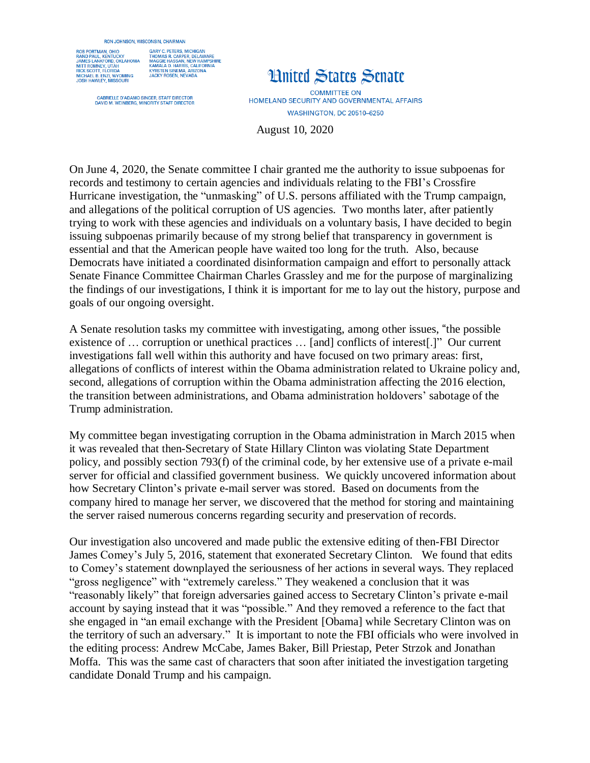RON JOHNSON, WISCONSIN, CHAIRMAN

ROB PORTMAN, OHIO
RAND PAUL, KENTUCKY
JAMES LANKFORD, OKLAHOMA
MITT ROMNEY, UTAH
RICK SCOTT, FLORIDA
MICHAEL B. ENZI, WYOMING
JOSH HAWLEY, MISSOURI

GARY C. PETERS, MICHIGAN
THOMAS R. CARPER, DELAWARE
MAGGIE HASSAN, NEW HAMPSHIRE
KAMALA D. HARRIS, CALIFORNIA
KYRSTEN SINEMA, ARIZONA
JACKY ROSEN, NEVADA

GABRIELLE D'ADAMO SINGER, STAFF DIRECTOR
DAVID M. WEINBERG, MINORITY STAFF DIRECTOR

# United States Senate

COMMITTEE ON
HOMELAND SECURITY AND GOVERNMENTAL AFFAIRS
WASHINGTON, DC 20510–6250

August 10, 2020

On June 4, 2020, the Senate committee I chair granted me the authority to issue subpoenas for records and testimony to certain agencies and individuals relating to the FBI's Crossfire Hurricane investigation, the "unmasking" of U.S. persons affiliated with the Trump campaign, and allegations of the political corruption of US agencies. Two months later, after patiently trying to work with these agencies and individuals on a voluntary basis, I have decided to begin issuing subpoenas primarily because of my strong belief that transparency in government is essential and that the American people have waited too long for the truth. Also, because Democrats have initiated a coordinated disinformation campaign and effort to personally attack Senate Finance Committee Chairman Charles Grassley and me for the purpose of marginalizing the findings of our investigations, I think it is important for me to lay out the history, purpose and goals of our ongoing oversight.

A Senate resolution tasks my committee with investigating, among other issues, "the possible existence of … corruption or unethical practices … [and] conflicts of interest[.]" Our current investigations fall well within this authority and have focused on two primary areas: first, allegations of conflicts of interest within the Obama administration related to Ukraine policy and, second, allegations of corruption within the Obama administration affecting the 2016 election, the transition between administrations, and Obama administration holdovers' sabotage of the Trump administration.

My committee began investigating corruption in the Obama administration in March 2015 when it was revealed that then-Secretary of State Hillary Clinton was violating State Department policy, and possibly section 793(f) of the criminal code, by her extensive use of a private e-mail server for official and classified government business. We quickly uncovered information about how Secretary Clinton's private e-mail server was stored. Based on documents from the company hired to manage her server, we discovered that the method for storing and maintaining the server raised numerous concerns regarding security and preservation of records.

Our investigation also uncovered and made public the extensive editing of then-FBI Director James Comey's July 5, 2016, statement that exonerated Secretary Clinton. We found that edits to Comey's statement downplayed the seriousness of her actions in several ways. They replaced "gross negligence" with "extremely careless." They weakened a conclusion that it was "reasonably likely" that foreign adversaries gained access to Secretary Clinton's private e-mail account by saying instead that it was "possible." And they removed a reference to the fact that she engaged in "an email exchange with the President [Obama] while Secretary Clinton was on the territory of such an adversary." It is important to note the FBI officials who were involved in the editing process: Andrew McCabe, James Baker, Bill Priestap, Peter Strzok and Jonathan Moffa. This was the same cast of characters that soon after initiated the investigation targeting candidate Donald Trump and his campaign.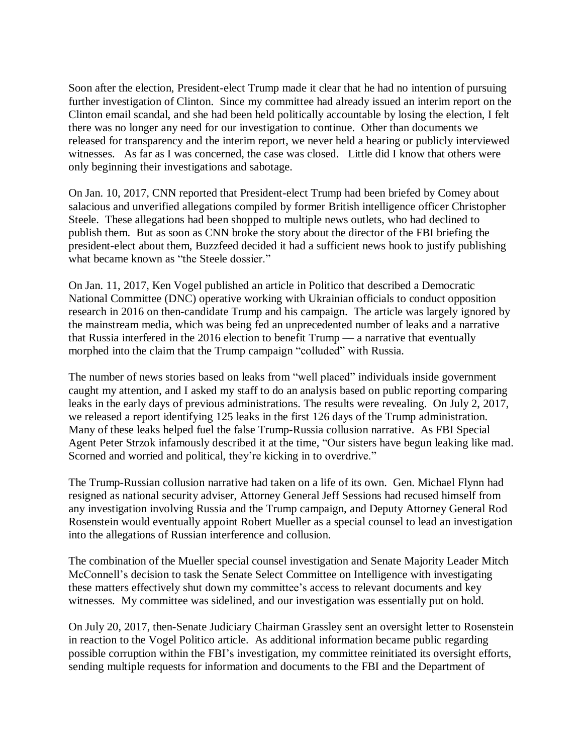Soon after the election, President-elect Trump made it clear that he had no intention of pursuing further investigation of Clinton. Since my committee had already issued an interim report on the Clinton email scandal, and she had been held politically accountable by losing the election, I felt there was no longer any need for our investigation to continue. Other than documents we released for transparency and the interim report, we never held a hearing or publicly interviewed witnesses. As far as I was concerned, the case was closed. Little did I know that others were only beginning their investigations and sabotage.

On Jan. 10, 2017, CNN reported that President-elect Trump had been briefed by Comey about salacious and unverified allegations compiled by former British intelligence officer Christopher Steele. These allegations had been shopped to multiple news outlets, who had declined to publish them. But as soon as CNN broke the story about the director of the FBI briefing the president-elect about them, Buzzfeed decided it had a sufficient news hook to justify publishing what became known as "the Steele dossier."

On Jan. 11, 2017, Ken Vogel published an article in Politico that described a Democratic National Committee (DNC) operative working with Ukrainian officials to conduct opposition research in 2016 on then-candidate Trump and his campaign. The article was largely ignored by the mainstream media, which was being fed an unprecedented number of leaks and a narrative that Russia interfered in the 2016 election to benefit Trump — a narrative that eventually morphed into the claim that the Trump campaign "colluded" with Russia.

The number of news stories based on leaks from "well placed" individuals inside government caught my attention, and I asked my staff to do an analysis based on public reporting comparing leaks in the early days of previous administrations. The results were revealing. On July 2, 2017, we released a report identifying 125 leaks in the first 126 days of the Trump administration. Many of these leaks helped fuel the false Trump-Russia collusion narrative. As FBI Special Agent Peter Strzok infamously described it at the time, "Our sisters have begun leaking like mad. Scorned and worried and political, they're kicking in to overdrive."

The Trump-Russian collusion narrative had taken on a life of its own. Gen. Michael Flynn had resigned as national security adviser, Attorney General Jeff Sessions had recused himself from any investigation involving Russia and the Trump campaign, and Deputy Attorney General Rod Rosenstein would eventually appoint Robert Mueller as a special counsel to lead an investigation into the allegations of Russian interference and collusion.

The combination of the Mueller special counsel investigation and Senate Majority Leader Mitch McConnell's decision to task the Senate Select Committee on Intelligence with investigating these matters effectively shut down my committee's access to relevant documents and key witnesses. My committee was sidelined, and our investigation was essentially put on hold.

On July 20, 2017, then-Senate Judiciary Chairman Grassley sent an oversight letter to Rosenstein in reaction to the Vogel Politico article. As additional information became public regarding possible corruption within the FBI's investigation, my committee reinitiated its oversight efforts, sending multiple requests for information and documents to the FBI and the Department of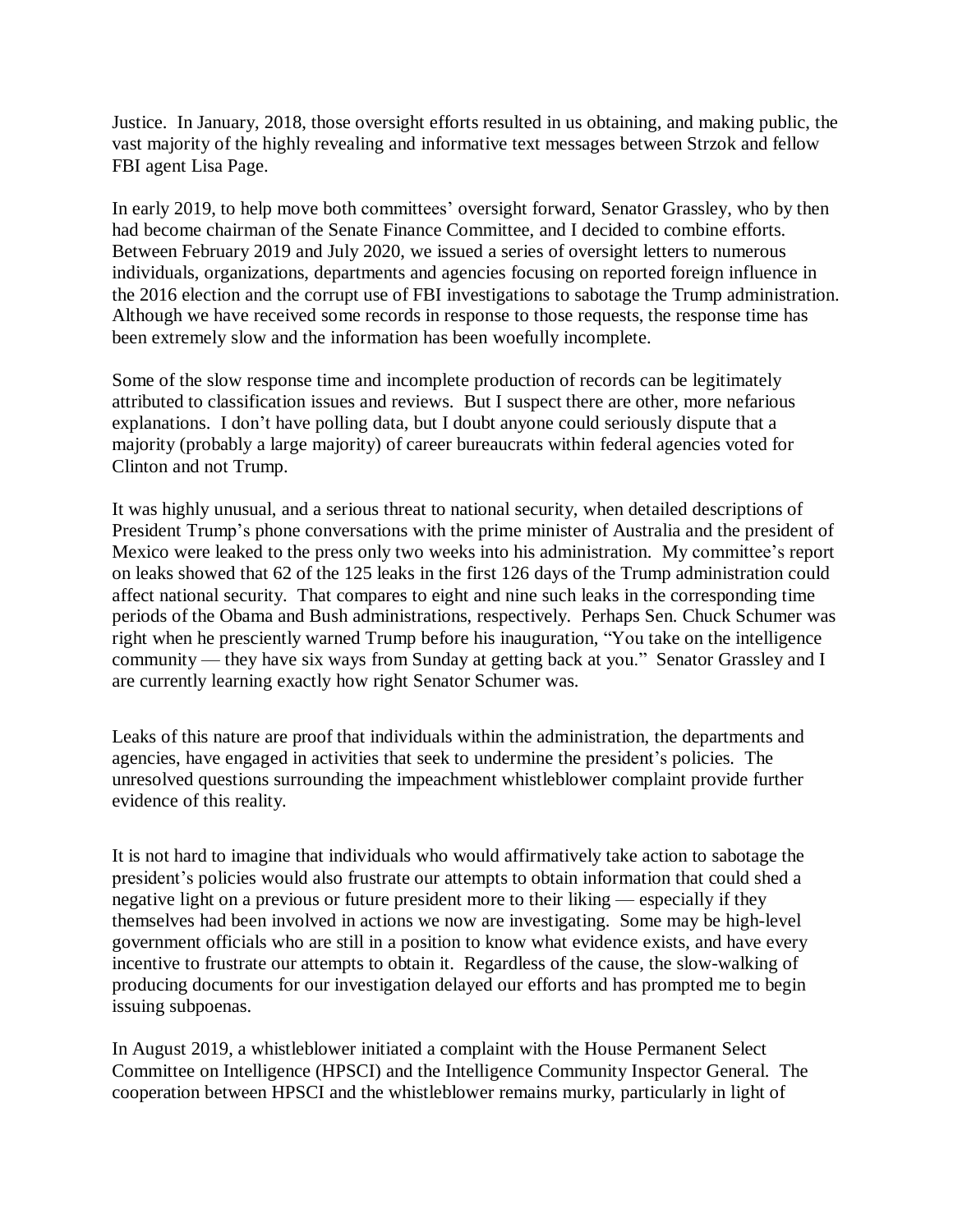Justice. In January, 2018, those oversight efforts resulted in us obtaining, and making public, the vast majority of the highly revealing and informative text messages between Strzok and fellow FBI agent Lisa Page.

In early 2019, to help move both committees' oversight forward, Senator Grassley, who by then had become chairman of the Senate Finance Committee, and I decided to combine efforts. Between February 2019 and July 2020, we issued a series of oversight letters to numerous individuals, organizations, departments and agencies focusing on reported foreign influence in the 2016 election and the corrupt use of FBI investigations to sabotage the Trump administration. Although we have received some records in response to those requests, the response time has been extremely slow and the information has been woefully incomplete.

Some of the slow response time and incomplete production of records can be legitimately attributed to classification issues and reviews. But I suspect there are other, more nefarious explanations. I don't have polling data, but I doubt anyone could seriously dispute that a majority (probably a large majority) of career bureaucrats within federal agencies voted for Clinton and not Trump.

It was highly unusual, and a serious threat to national security, when detailed descriptions of President Trump's phone conversations with the prime minister of Australia and the president of Mexico were leaked to the press only two weeks into his administration. My committee's report on leaks showed that 62 of the 125 leaks in the first 126 days of the Trump administration could affect national security. That compares to eight and nine such leaks in the corresponding time periods of the Obama and Bush administrations, respectively. Perhaps Sen. Chuck Schumer was right when he presciently warned Trump before his inauguration, "You take on the intelligence community — they have six ways from Sunday at getting back at you." Senator Grassley and I are currently learning exactly how right Senator Schumer was.

Leaks of this nature are proof that individuals within the administration, the departments and agencies, have engaged in activities that seek to undermine the president's policies. The unresolved questions surrounding the impeachment whistleblower complaint provide further evidence of this reality.

It is not hard to imagine that individuals who would affirmatively take action to sabotage the president's policies would also frustrate our attempts to obtain information that could shed a negative light on a previous or future president more to their liking — especially if they themselves had been involved in actions we now are investigating. Some may be high-level government officials who are still in a position to know what evidence exists, and have every incentive to frustrate our attempts to obtain it. Regardless of the cause, the slow-walking of producing documents for our investigation delayed our efforts and has prompted me to begin issuing subpoenas.

In August 2019, a whistleblower initiated a complaint with the House Permanent Select Committee on Intelligence (HPSCI) and the Intelligence Community Inspector General. The cooperation between HPSCI and the whistleblower remains murky, particularly in light of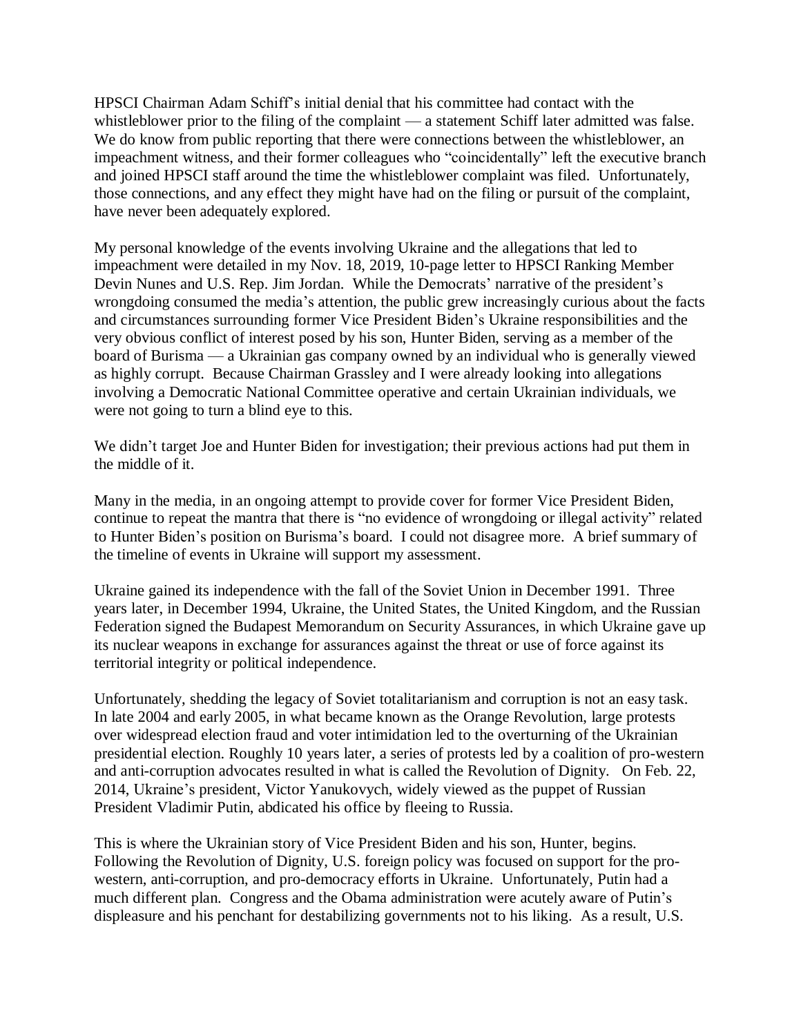HPSCI Chairman Adam Schiff's initial denial that his committee had contact with the whistleblower prior to the filing of the complaint — a statement Schiff later admitted was false. We do know from public reporting that there were connections between the whistleblower, an impeachment witness, and their former colleagues who "coincidentally" left the executive branch and joined HPSCI staff around the time the whistleblower complaint was filed. Unfortunately, those connections, and any effect they might have had on the filing or pursuit of the complaint, have never been adequately explored.

My personal knowledge of the events involving Ukraine and the allegations that led to impeachment were detailed in my Nov. 18, 2019, 10-page letter to HPSCI Ranking Member Devin Nunes and U.S. Rep. Jim Jordan. While the Democrats' narrative of the president's wrongdoing consumed the media's attention, the public grew increasingly curious about the facts and circumstances surrounding former Vice President Biden's Ukraine responsibilities and the very obvious conflict of interest posed by his son, Hunter Biden, serving as a member of the board of Burisma — a Ukrainian gas company owned by an individual who is generally viewed as highly corrupt. Because Chairman Grassley and I were already looking into allegations involving a Democratic National Committee operative and certain Ukrainian individuals, we were not going to turn a blind eye to this.

We didn't target Joe and Hunter Biden for investigation; their previous actions had put them in the middle of it.

Many in the media, in an ongoing attempt to provide cover for former Vice President Biden, continue to repeat the mantra that there is "no evidence of wrongdoing or illegal activity" related to Hunter Biden's position on Burisma's board. I could not disagree more. A brief summary of the timeline of events in Ukraine will support my assessment.

Ukraine gained its independence with the fall of the Soviet Union in December 1991. Three years later, in December 1994, Ukraine, the United States, the United Kingdom, and the Russian Federation signed the Budapest Memorandum on Security Assurances, in which Ukraine gave up its nuclear weapons in exchange for assurances against the threat or use of force against its territorial integrity or political independence.

Unfortunately, shedding the legacy of Soviet totalitarianism and corruption is not an easy task. In late 2004 and early 2005, in what became known as the Orange Revolution, large protests over widespread election fraud and voter intimidation led to the overturning of the Ukrainian presidential election. Roughly 10 years later, a series of protests led by a coalition of pro-western and anti-corruption advocates resulted in what is called the Revolution of Dignity. On Feb. 22, 2014, Ukraine's president, Victor Yanukovych, widely viewed as the puppet of Russian President Vladimir Putin, abdicated his office by fleeing to Russia.

This is where the Ukrainian story of Vice President Biden and his son, Hunter, begins. Following the Revolution of Dignity, U.S. foreign policy was focused on support for the pro-western, anti-corruption, and pro-democracy efforts in Ukraine. Unfortunately, Putin had a much different plan. Congress and the Obama administration were acutely aware of Putin's displeasure and his penchant for destabilizing governments not to his liking. As a result, U.S.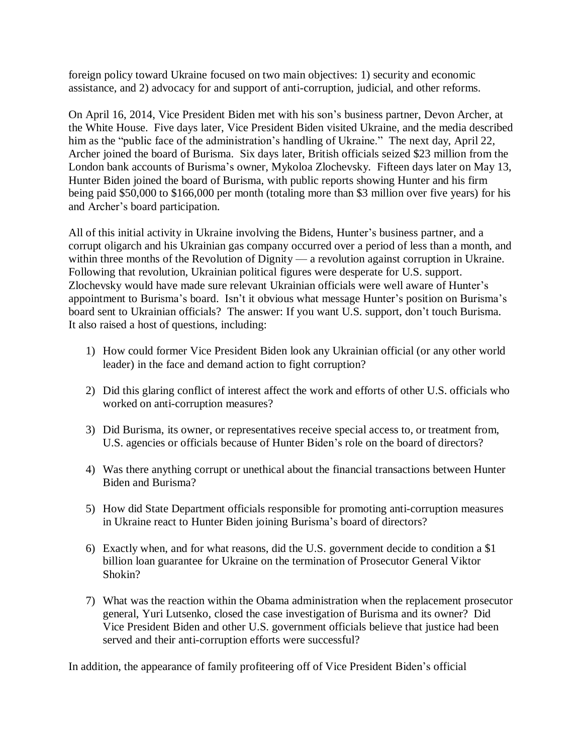foreign policy toward Ukraine focused on two main objectives: 1) security and economic assistance, and 2) advocacy for and support of anti-corruption, judicial, and other reforms.

On April 16, 2014, Vice President Biden met with his son's business partner, Devon Archer, at the White House. Five days later, Vice President Biden visited Ukraine, and the media described him as the "public face of the administration's handling of Ukraine." The next day, April 22, Archer joined the board of Burisma. Six days later, British officials seized $23 million from the London bank accounts of Burisma's owner, Mykoloa Zlochevsky. Fifteen days later on May 13, Hunter Biden joined the board of Burisma, with public reports showing Hunter and his firm being paid $50,000 to $166,000 per month (totaling more than $3 million over five years) for his and Archer's board participation.

All of this initial activity in Ukraine involving the Bidens, Hunter's business partner, and a corrupt oligarch and his Ukrainian gas company occurred over a period of less than a month, and within three months of the Revolution of Dignity — a revolution against corruption in Ukraine. Following that revolution, Ukrainian political figures were desperate for U.S. support. Zlochevsky would have made sure relevant Ukrainian officials were well aware of Hunter's appointment to Burisma's board. Isn't it obvious what message Hunter's position on Burisma's board sent to Ukrainian officials? The answer: If you want U.S. support, don't touch Burisma. It also raised a host of questions, including:

1) How could former Vice President Biden look any Ukrainian official (or any other world leader) in the face and demand action to fight corruption?

2) Did this glaring conflict of interest affect the work and efforts of other U.S. officials who worked on anti-corruption measures?

3) Did Burisma, its owner, or representatives receive special access to, or treatment from, U.S. agencies or officials because of Hunter Biden's role on the board of directors?

4) Was there anything corrupt or unethical about the financial transactions between Hunter Biden and Burisma?

5) How did State Department officials responsible for promoting anti-corruption measures in Ukraine react to Hunter Biden joining Burisma's board of directors?

6) Exactly when, and for what reasons, did the U.S. government decide to condition a $1 billion loan guarantee for Ukraine on the termination of Prosecutor General Viktor Shokin?

7) What was the reaction within the Obama administration when the replacement prosecutor general, Yuri Lutsenko, closed the case investigation of Burisma and its owner? Did Vice President Biden and other U.S. government officials believe that justice had been served and their anti-corruption efforts were successful?

In addition, the appearance of family profiteering off of Vice President Biden's official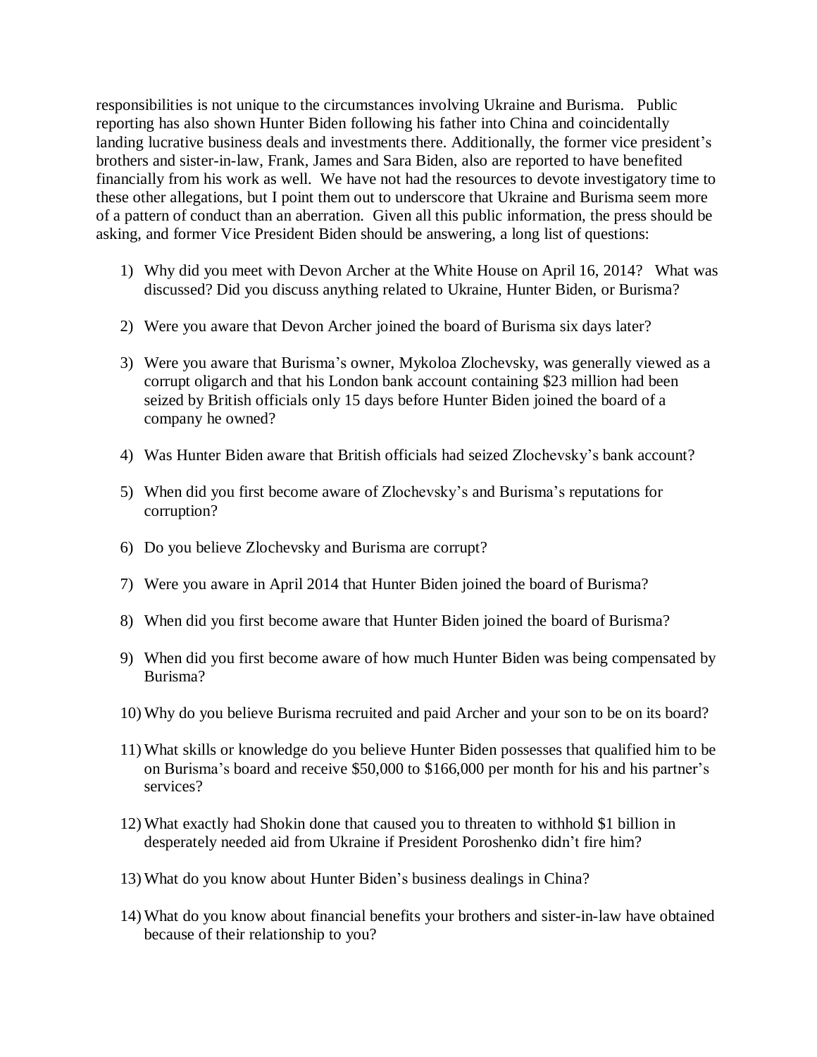responsibilities is not unique to the circumstances involving Ukraine and Burisma. Public reporting has also shown Hunter Biden following his father into China and coincidentally landing lucrative business deals and investments there. Additionally, the former vice president's brothers and sister-in-law, Frank, James and Sara Biden, also are reported to have benefited financially from his work as well. We have not had the resources to devote investigatory time to these other allegations, but I point them out to underscore that Ukraine and Burisma seem more of a pattern of conduct than an aberration. Given all this public information, the press should be asking, and former Vice President Biden should be answering, a long list of questions:

1) Why did you meet with Devon Archer at the White House on April 16, 2014? What was discussed? Did you discuss anything related to Ukraine, Hunter Biden, or Burisma?

2) Were you aware that Devon Archer joined the board of Burisma six days later?

3) Were you aware that Burisma's owner, Mykoloa Zlochevsky, was generally viewed as a corrupt oligarch and that his London bank account containing $23 million had been seized by British officials only 15 days before Hunter Biden joined the board of a company he owned?

4) Was Hunter Biden aware that British officials had seized Zlochevsky's bank account?

5) When did you first become aware of Zlochevsky's and Burisma's reputations for corruption?

6) Do you believe Zlochevsky and Burisma are corrupt?

7) Were you aware in April 2014 that Hunter Biden joined the board of Burisma?

8) When did you first become aware that Hunter Biden joined the board of Burisma?

9) When did you first become aware of how much Hunter Biden was being compensated by Burisma?

10) Why do you believe Burisma recruited and paid Archer and your son to be on its board?

11) What skills or knowledge do you believe Hunter Biden possesses that qualified him to be on Burisma's board and receive $50,000 to $166,000 per month for his and his partner's services?

12) What exactly had Shokin done that caused you to threaten to withhold $1 billion in desperately needed aid from Ukraine if President Poroshenko didn't fire him?

13) What do you know about Hunter Biden's business dealings in China?

14) What do you know about financial benefits your brothers and sister-in-law have obtained because of their relationship to you?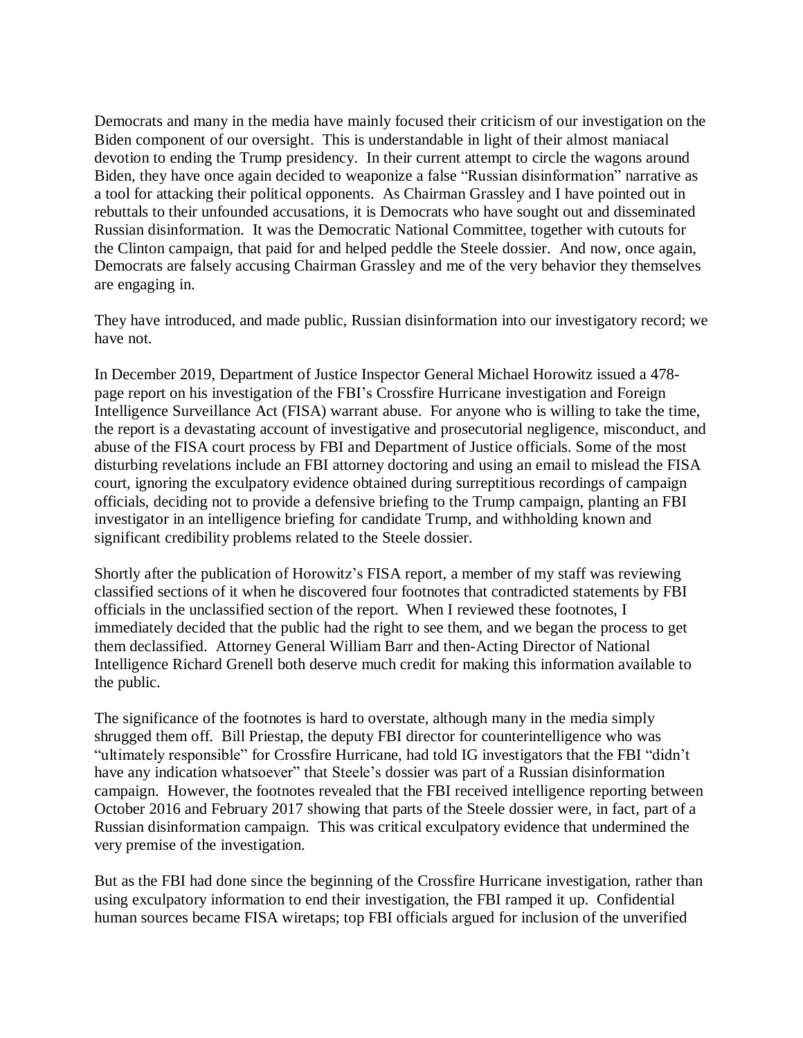Democrats and many in the media have mainly focused their criticism of our investigation on the Biden component of our oversight. This is understandable in light of their almost maniacal devotion to ending the Trump presidency. In their current attempt to circle the wagons around Biden, they have once again decided to weaponize a false "Russian disinformation" narrative as a tool for attacking their political opponents. As Chairman Grassley and I have pointed out in rebuttals to their unfounded accusations, it is Democrats who have sought out and disseminated Russian disinformation. It was the Democratic National Committee, together with cutouts for the Clinton campaign, that paid for and helped peddle the Steele dossier. And now, once again, Democrats are falsely accusing Chairman Grassley and me of the very behavior they themselves are engaging in.

They have introduced, and made public, Russian disinformation into our investigatory record; we have not.

In December 2019, Department of Justice Inspector General Michael Horowitz issued a 478-page report on his investigation of the FBI's Crossfire Hurricane investigation and Foreign Intelligence Surveillance Act (FISA) warrant abuse. For anyone who is willing to take the time, the report is a devastating account of investigative and prosecutorial negligence, misconduct, and abuse of the FISA court process by FBI and Department of Justice officials. Some of the most disturbing revelations include an FBI attorney doctoring and using an email to mislead the FISA court, ignoring the exculpatory evidence obtained during surreptitious recordings of campaign officials, deciding not to provide a defensive briefing to the Trump campaign, planting an FBI investigator in an intelligence briefing for candidate Trump, and withholding known and significant credibility problems related to the Steele dossier.

Shortly after the publication of Horowitz's FISA report, a member of my staff was reviewing classified sections of it when he discovered four footnotes that contradicted statements by FBI officials in the unclassified section of the report. When I reviewed these footnotes, I immediately decided that the public had the right to see them, and we began the process to get them declassified. Attorney General William Barr and then-Acting Director of National Intelligence Richard Grenell both deserve much credit for making this information available to the public.

The significance of the footnotes is hard to overstate, although many in the media simply shrugged them off. Bill Priestap, the deputy FBI director for counterintelligence who was "ultimately responsible" for Crossfire Hurricane, had told IG investigators that the FBI "didn't have any indication whatsoever" that Steele's dossier was part of a Russian disinformation campaign. However, the footnotes revealed that the FBI received intelligence reporting between October 2016 and February 2017 showing that parts of the Steele dossier were, in fact, part of a Russian disinformation campaign. This was critical exculpatory evidence that undermined the very premise of the investigation.

But as the FBI had done since the beginning of the Crossfire Hurricane investigation, rather than using exculpatory information to end their investigation, the FBI ramped it up. Confidential human sources became FISA wiretaps; top FBI officials argued for inclusion of the unverified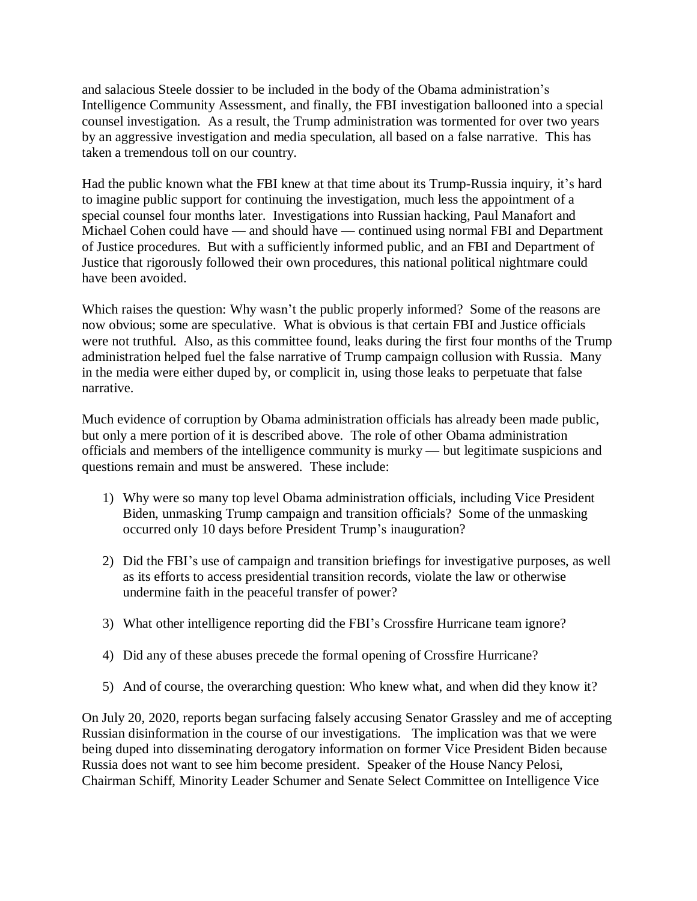and salacious Steele dossier to be included in the body of the Obama administration's Intelligence Community Assessment, and finally, the FBI investigation ballooned into a special counsel investigation. As a result, the Trump administration was tormented for over two years by an aggressive investigation and media speculation, all based on a false narrative. This has taken a tremendous toll on our country.

Had the public known what the FBI knew at that time about its Trump-Russia inquiry, it's hard to imagine public support for continuing the investigation, much less the appointment of a special counsel four months later. Investigations into Russian hacking, Paul Manafort and Michael Cohen could have — and should have — continued using normal FBI and Department of Justice procedures. But with a sufficiently informed public, and an FBI and Department of Justice that rigorously followed their own procedures, this national political nightmare could have been avoided.

Which raises the question: Why wasn't the public properly informed? Some of the reasons are now obvious; some are speculative. What is obvious is that certain FBI and Justice officials were not truthful. Also, as this committee found, leaks during the first four months of the Trump administration helped fuel the false narrative of Trump campaign collusion with Russia. Many in the media were either duped by, or complicit in, using those leaks to perpetuate that false narrative.

Much evidence of corruption by Obama administration officials has already been made public, but only a mere portion of it is described above. The role of other Obama administration officials and members of the intelligence community is murky — but legitimate suspicions and questions remain and must be answered. These include:

1) Why were so many top level Obama administration officials, including Vice President Biden, unmasking Trump campaign and transition officials? Some of the unmasking occurred only 10 days before President Trump's inauguration?

2) Did the FBI's use of campaign and transition briefings for investigative purposes, as well as its efforts to access presidential transition records, violate the law or otherwise undermine faith in the peaceful transfer of power?

3) What other intelligence reporting did the FBI's Crossfire Hurricane team ignore?

4) Did any of these abuses precede the formal opening of Crossfire Hurricane?

5) And of course, the overarching question: Who knew what, and when did they know it?

On July 20, 2020, reports began surfacing falsely accusing Senator Grassley and me of accepting Russian disinformation in the course of our investigations. The implication was that we were being duped into disseminating derogatory information on former Vice President Biden because Russia does not want to see him become president. Speaker of the House Nancy Pelosi, Chairman Schiff, Minority Leader Schumer and Senate Select Committee on Intelligence Vice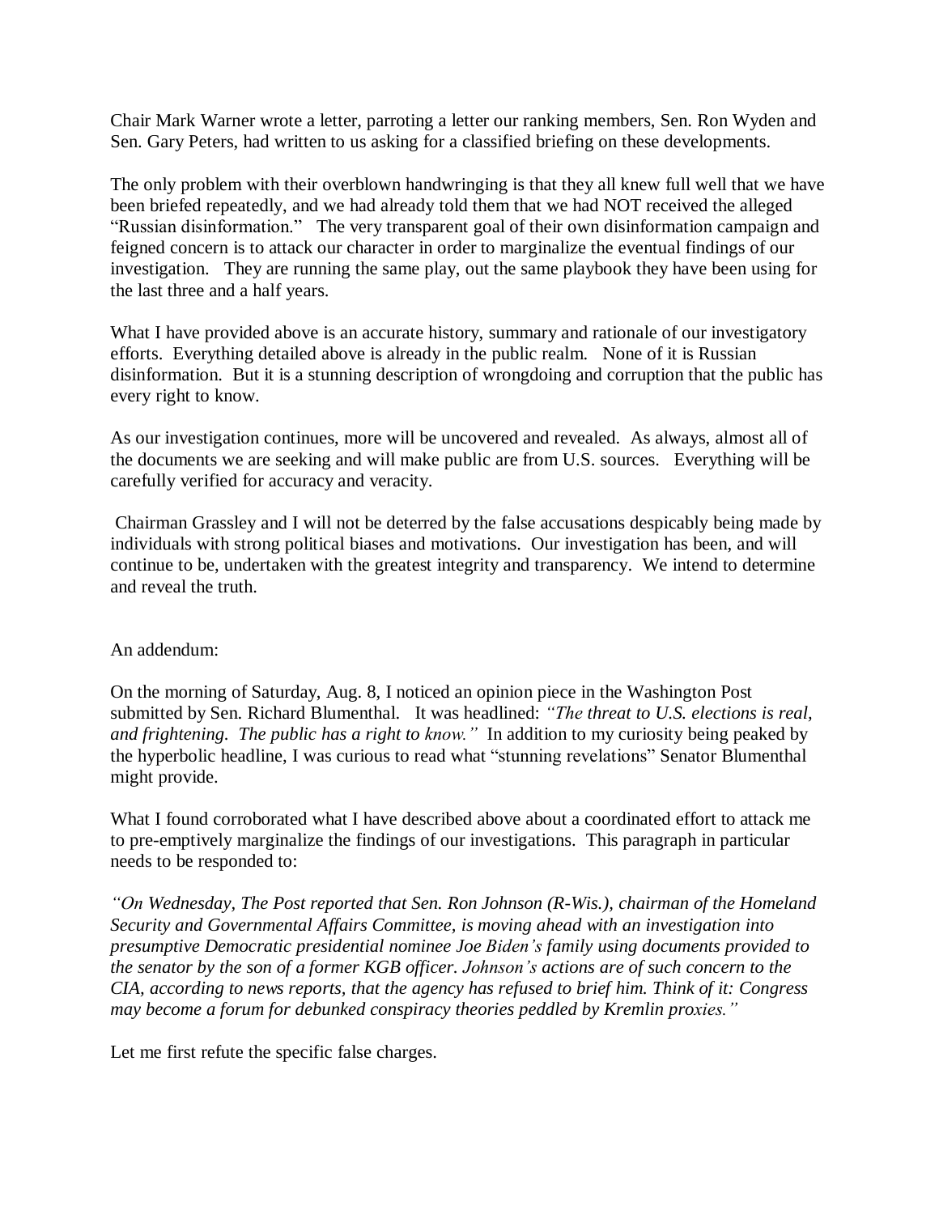Chair Mark Warner wrote a letter, parroting a letter our ranking members, Sen. Ron Wyden and Sen. Gary Peters, had written to us asking for a classified briefing on these developments.

The only problem with their overblown handwringing is that they all knew full well that we have been briefed repeatedly, and we had already told them that we had NOT received the alleged "Russian disinformation." The very transparent goal of their own disinformation campaign and feigned concern is to attack our character in order to marginalize the eventual findings of our investigation. They are running the same play, out the same playbook they have been using for the last three and a half years.

What I have provided above is an accurate history, summary and rationale of our investigatory efforts. Everything detailed above is already in the public realm. None of it is Russian disinformation. But it is a stunning description of wrongdoing and corruption that the public has every right to know.

As our investigation continues, more will be uncovered and revealed. As always, almost all of the documents we are seeking and will make public are from U.S. sources. Everything will be carefully verified for accuracy and veracity.

Chairman Grassley and I will not be deterred by the false accusations despicably being made by individuals with strong political biases and motivations. Our investigation has been, and will continue to be, undertaken with the greatest integrity and transparency. We intend to determine and reveal the truth.

An addendum:

On the morning of Saturday, Aug. 8, I noticed an opinion piece in the Washington Post submitted by Sen. Richard Blumenthal. It was headlined: *"The threat to U.S. elections is real, and frightening. The public has a right to know."* In addition to my curiosity being peaked by the hyperbolic headline, I was curious to read what "stunning revelations" Senator Blumenthal might provide.

What I found corroborated what I have described above about a coordinated effort to attack me to pre-emptively marginalize the findings of our investigations. This paragraph in particular needs to be responded to:

*"On Wednesday, The Post reported that Sen. Ron Johnson (R-Wis.), chairman of the Homeland Security and Governmental Affairs Committee, is moving ahead with an investigation into presumptive Democratic presidential nominee Joe Biden's family using documents provided to the senator by the son of a former KGB officer. Johnson's actions are of such concern to the CIA, according to news reports, that the agency has refused to brief him. Think of it: Congress may become a forum for debunked conspiracy theories peddled by Kremlin proxies."*

Let me first refute the specific false charges.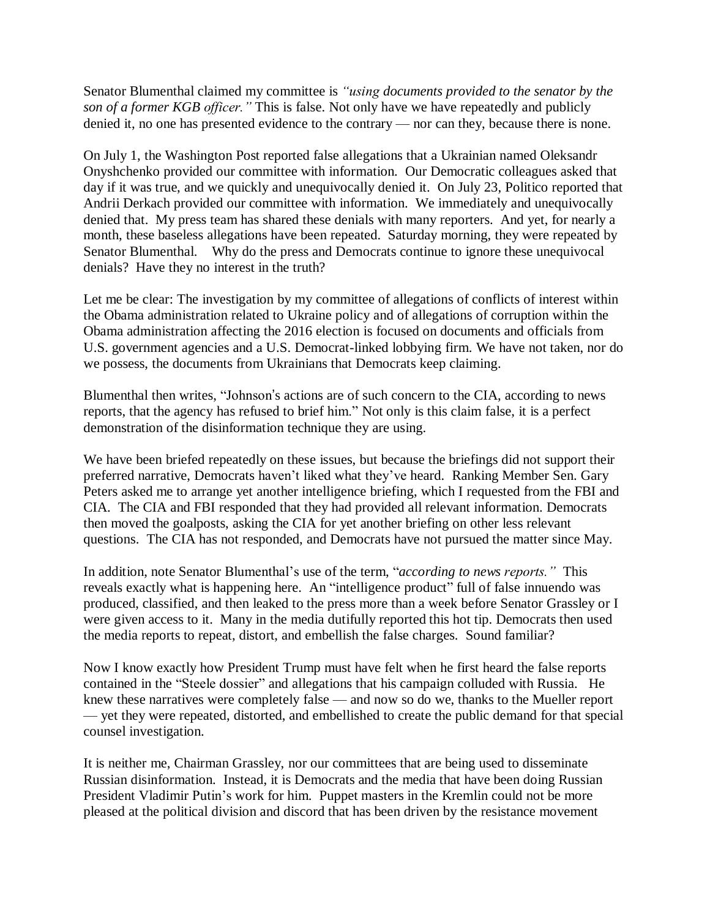Senator Blumenthal claimed my committee is *"using documents provided to the senator by the son of a former KGB officer."* This is false. Not only have we have repeatedly and publicly denied it, no one has presented evidence to the contrary — nor can they, because there is none.

On July 1, the Washington Post reported false allegations that a Ukrainian named Oleksandr Onyshchenko provided our committee with information. Our Democratic colleagues asked that day if it was true, and we quickly and unequivocally denied it. On July 23, Politico reported that Andrii Derkach provided our committee with information. We immediately and unequivocally denied that. My press team has shared these denials with many reporters. And yet, for nearly a month, these baseless allegations have been repeated. Saturday morning, they were repeated by Senator Blumenthal. Why do the press and Democrats continue to ignore these unequivocal denials? Have they no interest in the truth?

Let me be clear: The investigation by my committee of allegations of conflicts of interest within the Obama administration related to Ukraine policy and of allegations of corruption within the Obama administration affecting the 2016 election is focused on documents and officials from U.S. government agencies and a U.S. Democrat-linked lobbying firm. We have not taken, nor do we possess, the documents from Ukrainians that Democrats keep claiming.

Blumenthal then writes, "Johnson's actions are of such concern to the CIA, according to news reports, that the agency has refused to brief him." Not only is this claim false, it is a perfect demonstration of the disinformation technique they are using.

We have been briefed repeatedly on these issues, but because the briefings did not support their preferred narrative, Democrats haven't liked what they've heard. Ranking Member Sen. Gary Peters asked me to arrange yet another intelligence briefing, which I requested from the FBI and CIA. The CIA and FBI responded that they had provided all relevant information. Democrats then moved the goalposts, asking the CIA for yet another briefing on other less relevant questions. The CIA has not responded, and Democrats have not pursued the matter since May.

In addition, note Senator Blumenthal's use of the term, "*according to news reports.*" This reveals exactly what is happening here. An "intelligence product" full of false innuendo was produced, classified, and then leaked to the press more than a week before Senator Grassley or I were given access to it. Many in the media dutifully reported this hot tip. Democrats then used the media reports to repeat, distort, and embellish the false charges. Sound familiar?

Now I know exactly how President Trump must have felt when he first heard the false reports contained in the "Steele dossier" and allegations that his campaign colluded with Russia. He knew these narratives were completely false — and now so do we, thanks to the Mueller report — yet they were repeated, distorted, and embellished to create the public demand for that special counsel investigation.

It is neither me, Chairman Grassley, nor our committees that are being used to disseminate Russian disinformation. Instead, it is Democrats and the media that have been doing Russian President Vladimir Putin's work for him. Puppet masters in the Kremlin could not be more pleased at the political division and discord that has been driven by the resistance movement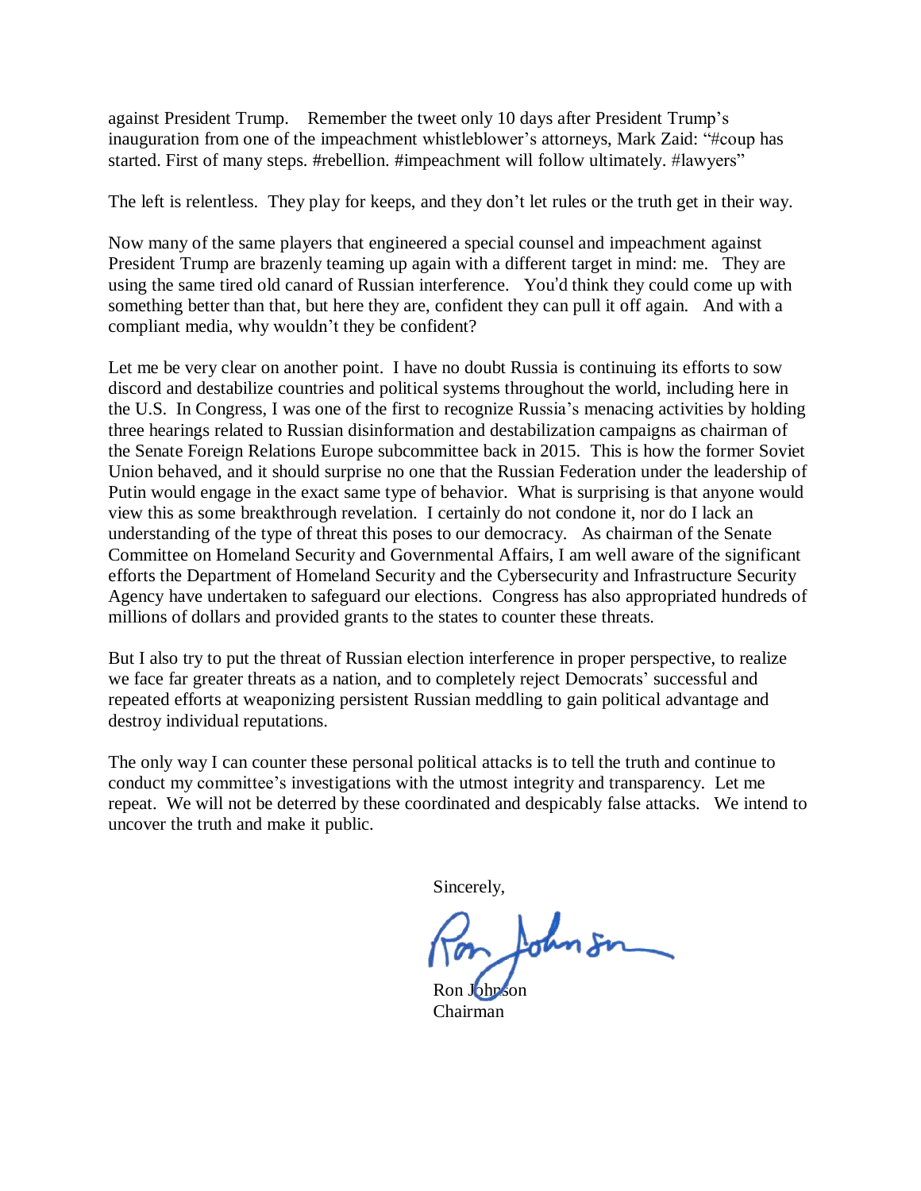against President Trump. Remember the tweet only 10 days after President Trump's inauguration from one of the impeachment whistleblower's attorneys, Mark Zaid: "#coup has started. First of many steps. #rebellion. #impeachment will follow ultimately. #lawyers"

The left is relentless. They play for keeps, and they don't let rules or the truth get in their way.

Now many of the same players that engineered a special counsel and impeachment against President Trump are brazenly teaming up again with a different target in mind: me. They are using the same tired old canard of Russian interference. You'd think they could come up with something better than that, but here they are, confident they can pull it off again. And with a compliant media, why wouldn't they be confident?

Let me be very clear on another point. I have no doubt Russia is continuing its efforts to sow discord and destabilize countries and political systems throughout the world, including here in the U.S. In Congress, I was one of the first to recognize Russia's menacing activities by holding three hearings related to Russian disinformation and destabilization campaigns as chairman of the Senate Foreign Relations Europe subcommittee back in 2015. This is how the former Soviet Union behaved, and it should surprise no one that the Russian Federation under the leadership of Putin would engage in the exact same type of behavior. What is surprising is that anyone would view this as some breakthrough revelation. I certainly do not condone it, nor do I lack an understanding of the type of threat this poses to our democracy. As chairman of the Senate Committee on Homeland Security and Governmental Affairs, I am well aware of the significant efforts the Department of Homeland Security and the Cybersecurity and Infrastructure Security Agency have undertaken to safeguard our elections. Congress has also appropriated hundreds of millions of dollars and provided grants to the states to counter these threats.

But I also try to put the threat of Russian election interference in proper perspective, to realize we face far greater threats as a nation, and to completely reject Democrats' successful and repeated efforts at weaponizing persistent Russian meddling to gain political advantage and destroy individual reputations.

The only way I can counter these personal political attacks is to tell the truth and continue to conduct my committee's investigations with the utmost integrity and transparency. Let me repeat. We will not be deterred by these coordinated and despicably false attacks. We intend to uncover the truth and make it public.

Sincerely,

Ron Johnson
Chairman